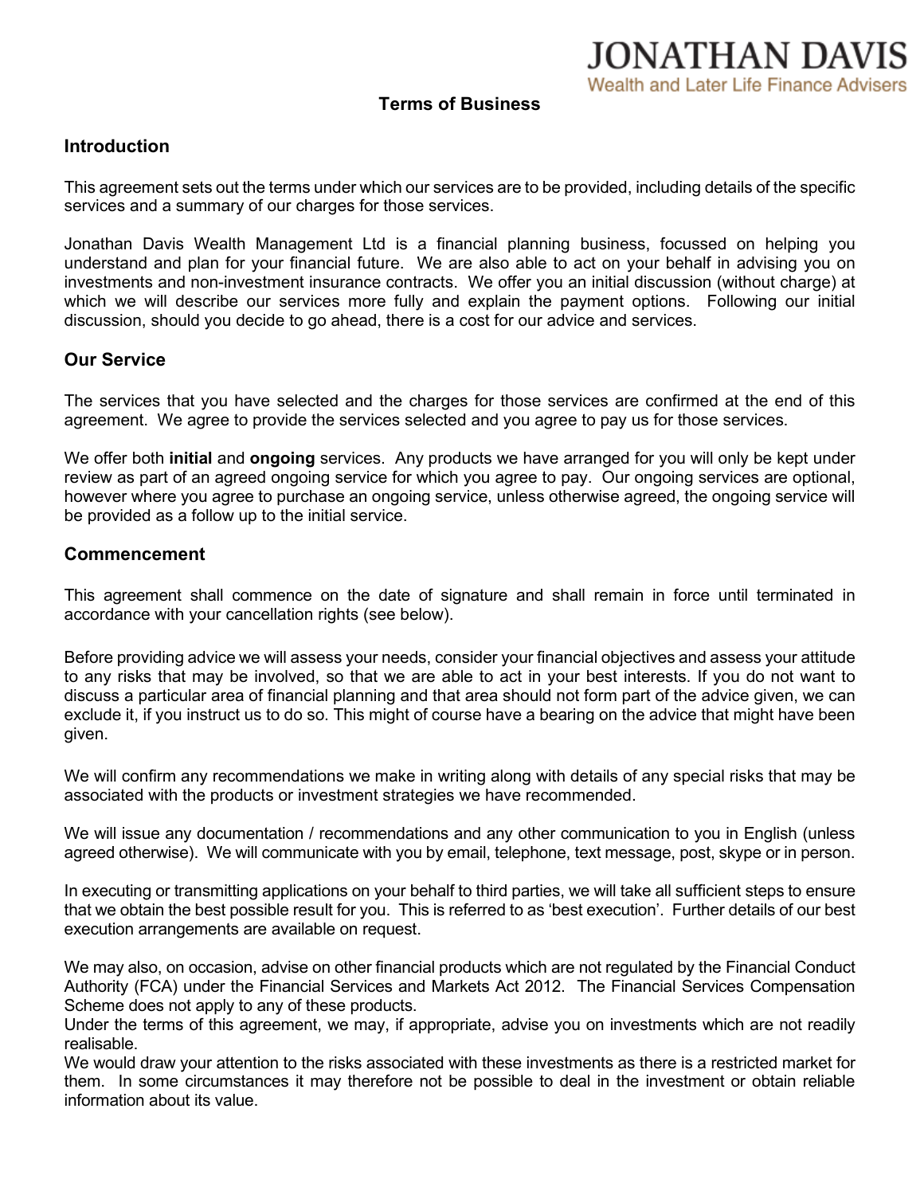JONATHAN DAVIS
Wealth and Later Life Finance Advisers

# Terms of Business

## Introduction

This agreement sets out the terms under which our services are to be provided, including details of the specific services and a summary of our charges for those services.

Jonathan Davis Wealth Management Ltd is a financial planning business, focussed on helping you understand and plan for your financial future. We are also able to act on your behalf in advising you on investments and non-investment insurance contracts. We offer you an initial discussion (without charge) at which we will describe our services more fully and explain the payment options. Following our initial discussion, should you decide to go ahead, there is a cost for our advice and services.

## Our Service

The services that you have selected and the charges for those services are confirmed at the end of this agreement. We agree to provide the services selected and you agree to pay us for those services.

We offer both **initial** and **ongoing** services. Any products we have arranged for you will only be kept under review as part of an agreed ongoing service for which you agree to pay. Our ongoing services are optional, however where you agree to purchase an ongoing service, unless otherwise agreed, the ongoing service will be provided as a follow up to the initial service.

## Commencement

This agreement shall commence on the date of signature and shall remain in force until terminated in accordance with your cancellation rights (see below).

Before providing advice we will assess your needs, consider your financial objectives and assess your attitude to any risks that may be involved, so that we are able to act in your best interests. If you do not want to discuss a particular area of financial planning and that area should not form part of the advice given, we can exclude it, if you instruct us to do so. This might of course have a bearing on the advice that might have been given.

We will confirm any recommendations we make in writing along with details of any special risks that may be associated with the products or investment strategies we have recommended.

We will issue any documentation / recommendations and any other communication to you in English (unless agreed otherwise). We will communicate with you by email, telephone, text message, post, skype or in person.

In executing or transmitting applications on your behalf to third parties, we will take all sufficient steps to ensure that we obtain the best possible result for you. This is referred to as 'best execution'. Further details of our best execution arrangements are available on request.

We may also, on occasion, advise on other financial products which are not regulated by the Financial Conduct Authority (FCA) under the Financial Services and Markets Act 2012. The Financial Services Compensation Scheme does not apply to any of these products.
Under the terms of this agreement, we may, if appropriate, advise you on investments which are not readily realisable.
We would draw your attention to the risks associated with these investments as there is a restricted market for them. In some circumstances it may therefore not be possible to deal in the investment or obtain reliable information about its value.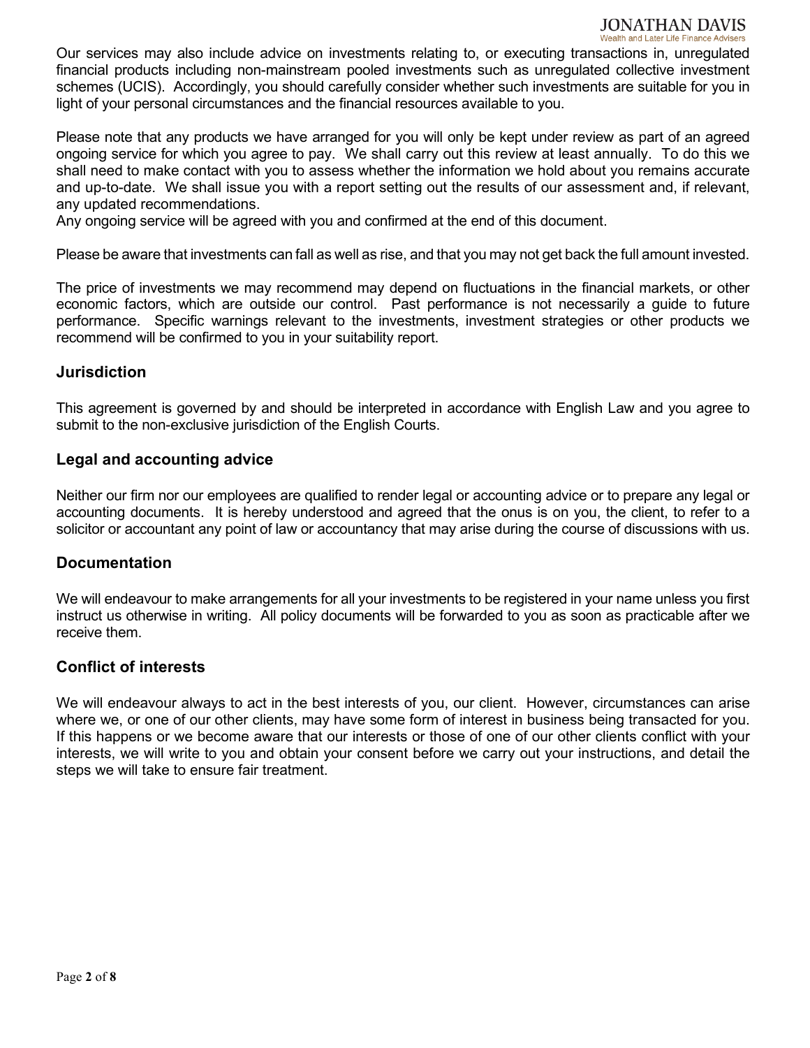Our services may also include advice on investments relating to, or executing transactions in, unregulated financial products including non-mainstream pooled investments such as unregulated collective investment schemes (UCIS). Accordingly, you should carefully consider whether such investments are suitable for you in light of your personal circumstances and the financial resources available to you.

Please note that any products we have arranged for you will only be kept under review as part of an agreed ongoing service for which you agree to pay. We shall carry out this review at least annually. To do this we shall need to make contact with you to assess whether the information we hold about you remains accurate and up-to-date. We shall issue you with a report setting out the results of our assessment and, if relevant, any updated recommendations.
Any ongoing service will be agreed with you and confirmed at the end of this document.

Please be aware that investments can fall as well as rise, and that you may not get back the full amount invested.

The price of investments we may recommend may depend on fluctuations in the financial markets, or other economic factors, which are outside our control. Past performance is not necessarily a guide to future performance. Specific warnings relevant to the investments, investment strategies or other products we recommend will be confirmed to you in your suitability report.

## Jurisdiction

This agreement is governed by and should be interpreted in accordance with English Law and you agree to submit to the non-exclusive jurisdiction of the English Courts.

## Legal and accounting advice

Neither our firm nor our employees are qualified to render legal or accounting advice or to prepare any legal or accounting documents. It is hereby understood and agreed that the onus is on you, the client, to refer to a solicitor or accountant any point of law or accountancy that may arise during the course of discussions with us.

## Documentation

We will endeavour to make arrangements for all your investments to be registered in your name unless you first instruct us otherwise in writing. All policy documents will be forwarded to you as soon as practicable after we receive them.

## Conflict of interests

We will endeavour always to act in the best interests of you, our client. However, circumstances can arise where we, or one of our other clients, may have some form of interest in business being transacted for you. If this happens or we become aware that our interests or those of one of our other clients conflict with your interests, we will write to you and obtain your consent before we carry out your instructions, and detail the steps we will take to ensure fair treatment.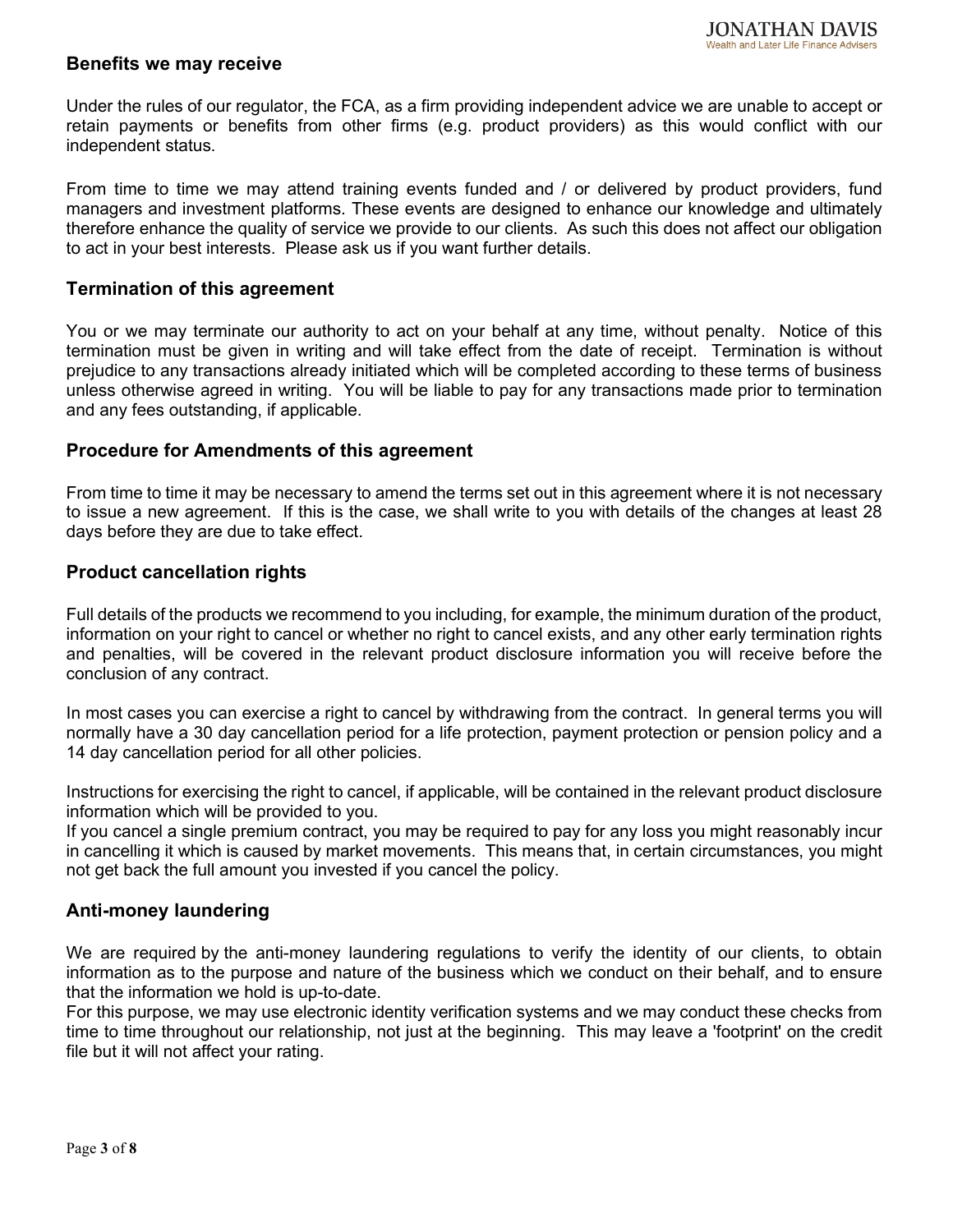## Benefits we may receive

Under the rules of our regulator, the FCA, as a firm providing independent advice we are unable to accept or retain payments or benefits from other firms (e.g. product providers) as this would conflict with our independent status.

From time to time we may attend training events funded and / or delivered by product providers, fund managers and investment platforms. These events are designed to enhance our knowledge and ultimately therefore enhance the quality of service we provide to our clients. As such this does not affect our obligation to act in your best interests. Please ask us if you want further details.

## Termination of this agreement

You or we may terminate our authority to act on your behalf at any time, without penalty. Notice of this termination must be given in writing and will take effect from the date of receipt. Termination is without prejudice to any transactions already initiated which will be completed according to these terms of business unless otherwise agreed in writing. You will be liable to pay for any transactions made prior to termination and any fees outstanding, if applicable.

## Procedure for Amendments of this agreement

From time to time it may be necessary to amend the terms set out in this agreement where it is not necessary to issue a new agreement. If this is the case, we shall write to you with details of the changes at least 28 days before they are due to take effect.

## Product cancellation rights

Full details of the products we recommend to you including, for example, the minimum duration of the product, information on your right to cancel or whether no right to cancel exists, and any other early termination rights and penalties, will be covered in the relevant product disclosure information you will receive before the conclusion of any contract.

In most cases you can exercise a right to cancel by withdrawing from the contract. In general terms you will normally have a 30 day cancellation period for a life protection, payment protection or pension policy and a 14 day cancellation period for all other policies.

Instructions for exercising the right to cancel, if applicable, will be contained in the relevant product disclosure information which will be provided to you.
If you cancel a single premium contract, you may be required to pay for any loss you might reasonably incur in cancelling it which is caused by market movements. This means that, in certain circumstances, you might not get back the full amount you invested if you cancel the policy.

## Anti-money laundering

We are required by the anti-money laundering regulations to verify the identity of our clients, to obtain information as to the purpose and nature of the business which we conduct on their behalf, and to ensure that the information we hold is up-to-date.
For this purpose, we may use electronic identity verification systems and we may conduct these checks from time to time throughout our relationship, not just at the beginning. This may leave a 'footprint' on the credit file but it will not affect your rating.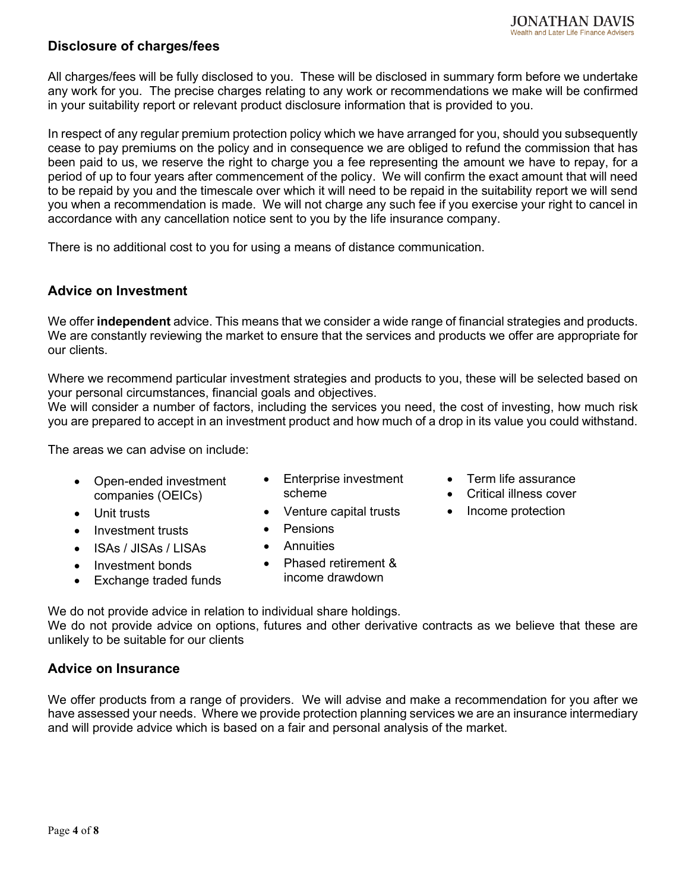## Disclosure of charges/fees

All charges/fees will be fully disclosed to you. These will be disclosed in summary form before we undertake any work for you. The precise charges relating to any work or recommendations we make will be confirmed in your suitability report or relevant product disclosure information that is provided to you.

In respect of any regular premium protection policy which we have arranged for you, should you subsequently cease to pay premiums on the policy and in consequence we are obliged to refund the commission that has been paid to us, we reserve the right to charge you a fee representing the amount we have to repay, for a period of up to four years after commencement of the policy. We will confirm the exact amount that will need to be repaid by you and the timescale over which it will need to be repaid in the suitability report we will send you when a recommendation is made. We will not charge any such fee if you exercise your right to cancel in accordance with any cancellation notice sent to you by the life insurance company.

There is no additional cost to you for using a means of distance communication.

## Advice on Investment

We offer **independent** advice. This means that we consider a wide range of financial strategies and products. We are constantly reviewing the market to ensure that the services and products we offer are appropriate for our clients.

Where we recommend particular investment strategies and products to you, these will be selected based on your personal circumstances, financial goals and objectives.
We will consider a number of factors, including the services you need, the cost of investing, how much risk you are prepared to accept in an investment product and how much of a drop in its value you could withstand.

The areas we can advise on include:

- Open-ended investment companies (OEICs)
- Unit trusts
- Investment trusts
- ISAs / JISAs / LISAs
- Investment bonds
- Exchange traded funds
- Enterprise investment scheme
- Venture capital trusts
- Pensions
- Annuities
- Phased retirement & income drawdown
- Term life assurance
- Critical illness cover
- Income protection

We do not provide advice in relation to individual share holdings.
We do not provide advice on options, futures and other derivative contracts as we believe that these are unlikely to be suitable for our clients

## Advice on Insurance

We offer products from a range of providers. We will advise and make a recommendation for you after we have assessed your needs. Where we provide protection planning services we are an insurance intermediary and will provide advice which is based on a fair and personal analysis of the market.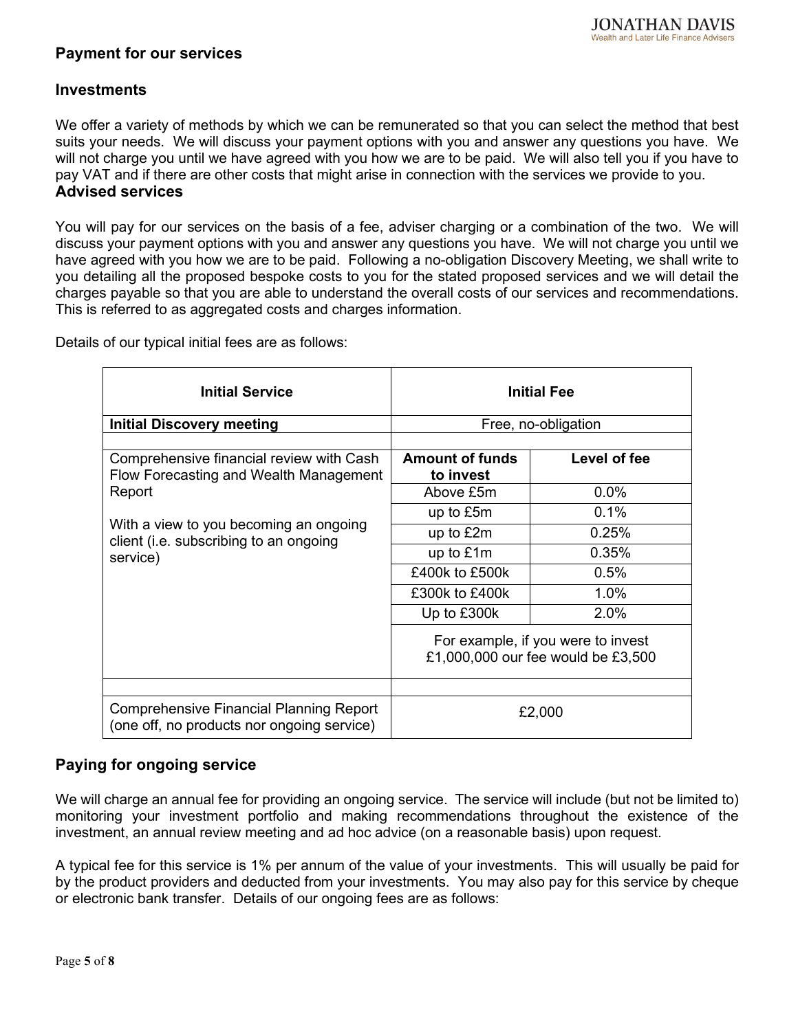## Payment for our services

## Investments

We offer a variety of methods by which we can be remunerated so that you can select the method that best suits your needs. We will discuss your payment options with you and answer any questions you have. We will not charge you until we have agreed with you how we are to be paid. We will also tell you if you have to pay VAT and if there are other costs that might arise in connection with the services we provide to you.

## Advised services

You will pay for our services on the basis of a fee, adviser charging or a combination of the two. We will discuss your payment options with you and answer any questions you have. We will not charge you until we have agreed with you how we are to be paid. Following a no-obligation Discovery Meeting, we shall write to you detailing all the proposed bespoke costs to you for the stated proposed services and we will detail the charges payable so that you are able to understand the overall costs of our services and recommendations. This is referred to as aggregated costs and charges information.

Details of our typical initial fees are as follows:

| Initial Service | Initial Fee | |
|---|---|---|
| **Initial Discovery meeting** | Free, no-obligation | |
| | | |
| Comprehensive financial review with Cash Flow Forecasting and Wealth Management Report<br><br>With a view to you becoming an ongoing client (i.e. subscribing to an ongoing service) | **Amount of funds to invest** | **Level of fee** |
| | Above £5m | 0.0% |
| | up to £5m | 0.1% |
| | up to £2m | 0.25% |
| | up to £1m | 0.35% |
| | £400k to £500k | 0.5% |
| | £300k to £400k | 1.0% |
| | Up to £300k | 2.0% |
| | For example, if you were to invest £1,000,000 our fee would be £3,500 | |
| | | |
| Comprehensive Financial Planning Report (one off, no products nor ongoing service) | £2,000 | |

## Paying for ongoing service

We will charge an annual fee for providing an ongoing service. The service will include (but not be limited to) monitoring your investment portfolio and making recommendations throughout the existence of the investment, an annual review meeting and ad hoc advice (on a reasonable basis) upon request.

A typical fee for this service is 1% per annum of the value of your investments. This will usually be paid for by the product providers and deducted from your investments. You may also pay for this service by cheque or electronic bank transfer. Details of our ongoing fees are as follows: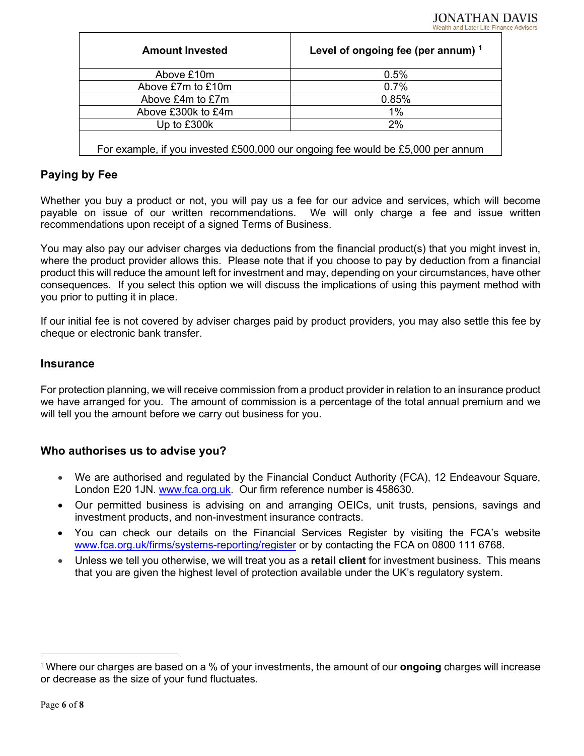| Amount Invested | Level of ongoing fee (per annum) [1] |
|---|---|
| Above £10m | 0.5% |
| Above £7m to £10m | 0.7% |
| Above £4m to £7m | 0.85% |
| Above £300k to £4m | 1% |
| Up to £300k | 2% |

For example, if you invested £500,000 our ongoing fee would be £5,000 per annum

## Paying by Fee

Whether you buy a product or not, you will pay us a fee for our advice and services, which will become payable on issue of our written recommendations. We will only charge a fee and issue written recommendations upon receipt of a signed Terms of Business.

You may also pay our adviser charges via deductions from the financial product(s) that you might invest in, where the product provider allows this. Please note that if you choose to pay by deduction from a financial product this will reduce the amount left for investment and may, depending on your circumstances, have other consequences. If you select this option we will discuss the implications of using this payment method with you prior to putting it in place.

If our initial fee is not covered by adviser charges paid by product providers, you may also settle this fee by cheque or electronic bank transfer.

### Insurance

For protection planning, we will receive commission from a product provider in relation to an insurance product we have arranged for you. The amount of commission is a percentage of the total annual premium and we will tell you the amount before we carry out business for you.

## Who authorises us to advise you?

- We are authorised and regulated by the Financial Conduct Authority (FCA), 12 Endeavour Square, London E20 1JN. www.fca.org.uk. Our firm reference number is 458630.
- Our permitted business is advising on and arranging OEICs, unit trusts, pensions, savings and investment products, and non-investment insurance contracts.
- You can check our details on the Financial Services Register by visiting the FCA's website www.fca.org.uk/firms/systems-reporting/register or by contacting the FCA on 0800 111 6768.
- Unless we tell you otherwise, we will treat you as a **retail client** for investment business. This means that you are given the highest level of protection available under the UK's regulatory system.

---

[1] Where our charges are based on a % of your investments, the amount of our **ongoing** charges will increase or decrease as the size of your fund fluctuates.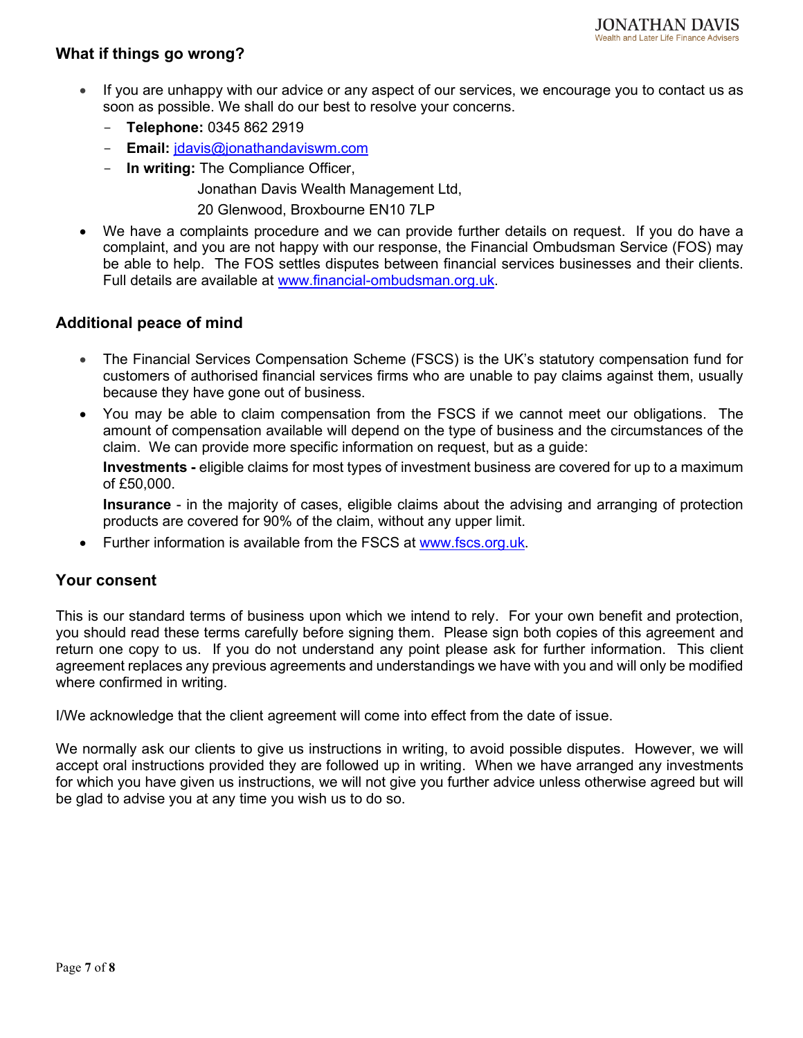## What if things go wrong?

- If you are unhappy with our advice or any aspect of our services, we encourage you to contact us as soon as possible. We shall do our best to resolve your concerns.
  - **Telephone:** 0345 862 2919
  - **Email:** jdavis@jonathandaviswm.com
  - **In writing:** The Compliance Officer,
    Jonathan Davis Wealth Management Ltd,
    20 Glenwood, Broxbourne EN10 7LP
- We have a complaints procedure and we can provide further details on request. If you do have a complaint, and you are not happy with our response, the Financial Ombudsman Service (FOS) may be able to help. The FOS settles disputes between financial services businesses and their clients. Full details are available at www.financial-ombudsman.org.uk.

## Additional peace of mind

- The Financial Services Compensation Scheme (FSCS) is the UK's statutory compensation fund for customers of authorised financial services firms who are unable to pay claims against them, usually because they have gone out of business.
- You may be able to claim compensation from the FSCS if we cannot meet our obligations. The amount of compensation available will depend on the type of business and the circumstances of the claim. We can provide more specific information on request, but as a guide:

  **Investments -** eligible claims for most types of investment business are covered for up to a maximum of £50,000.

  **Insurance** - in the majority of cases, eligible claims about the advising and arranging of protection products are covered for 90% of the claim, without any upper limit.
- Further information is available from the FSCS at www.fscs.org.uk.

## Your consent

This is our standard terms of business upon which we intend to rely. For your own benefit and protection, you should read these terms carefully before signing them. Please sign both copies of this agreement and return one copy to us. If you do not understand any point please ask for further information. This client agreement replaces any previous agreements and understandings we have with you and will only be modified where confirmed in writing.

I/We acknowledge that the client agreement will come into effect from the date of issue.

We normally ask our clients to give us instructions in writing, to avoid possible disputes. However, we will accept oral instructions provided they are followed up in writing. When we have arranged any investments for which you have given us instructions, we will not give you further advice unless otherwise agreed but will be glad to advise you at any time you wish us to do so.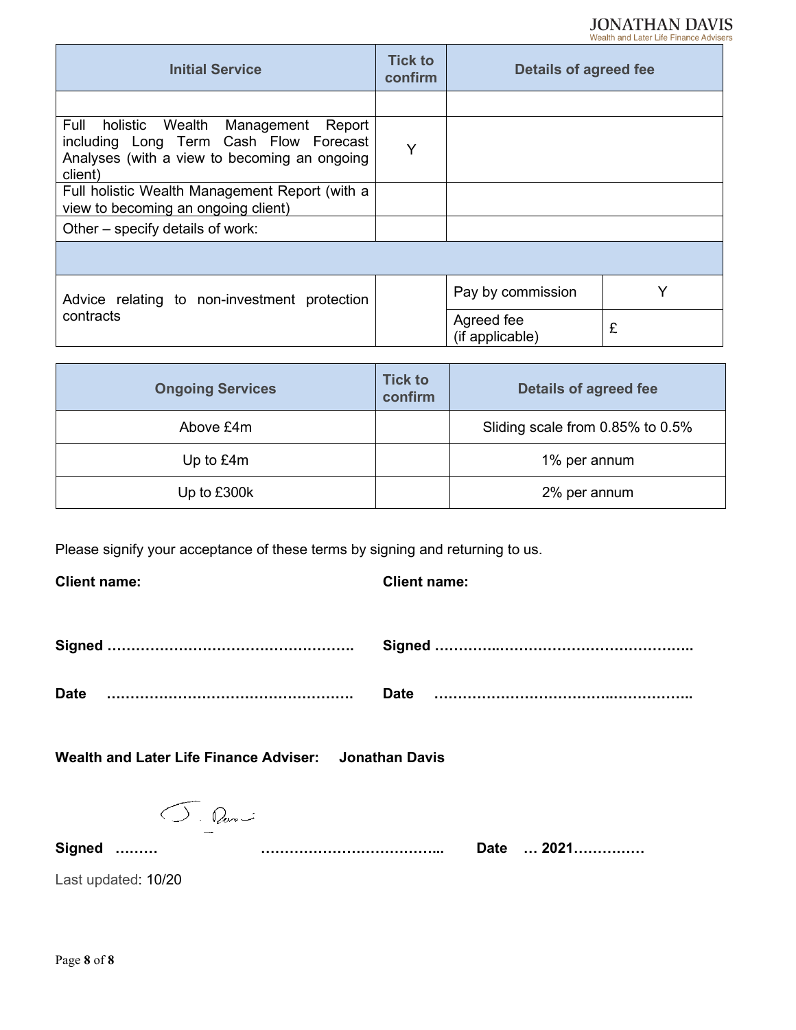| Initial Service | Tick to confirm | Details of agreed fee | |
|---|---|---|---|
| | | | |
| Full holistic Wealth Management Report including Long Term Cash Flow Forecast Analyses (with a view to becoming an ongoing client) | Y | | |
| Full holistic Wealth Management Report (with a view to becoming an ongoing client) | | | |
| Other – specify details of work: | | | |
| | | | |
| Advice relating to non-investment protection contracts | | Pay by commission | Y |
| | | Agreed fee (if applicable) | £ |

| Ongoing Services | Tick to confirm | Details of agreed fee |
|---|---|---|
| Above £4m | | Sliding scale from 0.85% to 0.5% |
| Up to £4m | | 1% per annum |
| Up to £300k | | 2% per annum |

Please signify your acceptance of these terms by signing and returning to us.

**Client name:**

**Signed** …………………………………………….

**Date** …………………………………………….

**Client name:**

**Signed** ………..…………………………………..

**Date** ……………………………..……………..

**Wealth and Later Life Finance Adviser: Jonathan Davis**

**Signed** ……… ………………………………... **Date** … **2021**……………

Last updated: 10/20